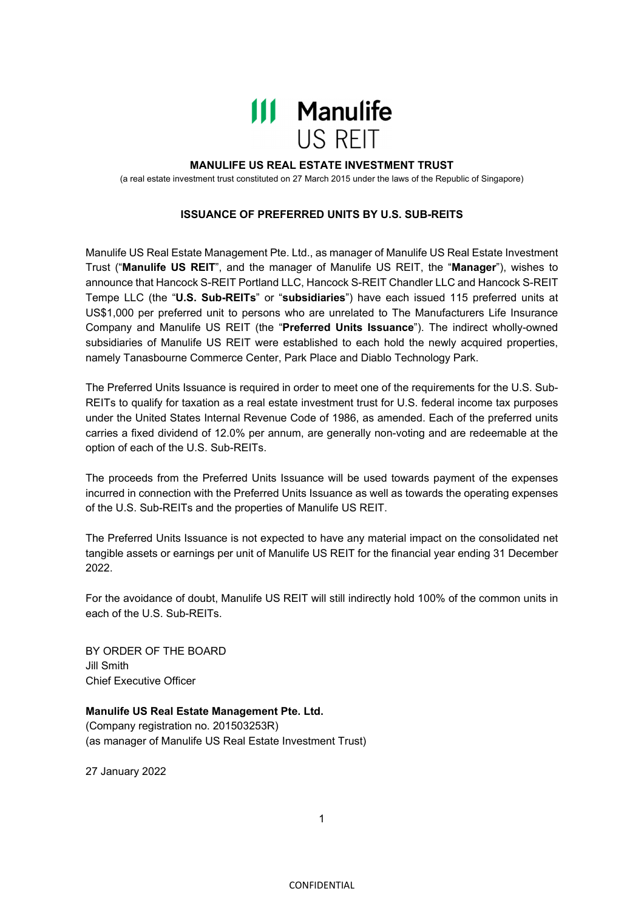# MANULIFE US REAL ESTATE INVESTMENT TRUST

(a real estate investment trust constituted on 27 March 2015 under the laws of the Republic of Singapore)

## ISSUANCE OF PREFERRED UNITS BY U.S. SUB-REITS

Manulife US Real Estate Management Pte. Ltd., as manager of Manulife US Real Estate Investment Trust ("**Manulife US REIT**", and the manager of Manulife US REIT, the "**Manager**"), wishes to announce that Hancock S-REIT Portland LLC, Hancock S-REIT Chandler LLC and Hancock S-REIT Tempe LLC (the "**U.S. Sub-REITs**" or "**subsidiaries**") have each issued 115 preferred units at US$1,000 per preferred unit to persons who are unrelated to The Manufacturers Life Insurance Company and Manulife US REIT (the "**Preferred Units Issuance**"). The indirect wholly-owned subsidiaries of Manulife US REIT were established to each hold the newly acquired properties, namely Tanasbourne Commerce Center, Park Place and Diablo Technology Park.

The Preferred Units Issuance is required in order to meet one of the requirements for the U.S. Sub-REITs to qualify for taxation as a real estate investment trust for U.S. federal income tax purposes under the United States Internal Revenue Code of 1986, as amended. Each of the preferred units carries a fixed dividend of 12.0% per annum, are generally non-voting and are redeemable at the option of each of the U.S. Sub-REITs.

The proceeds from the Preferred Units Issuance will be used towards payment of the expenses incurred in connection with the Preferred Units Issuance as well as towards the operating expenses of the U.S. Sub-REITs and the properties of Manulife US REIT.

The Preferred Units Issuance is not expected to have any material impact on the consolidated net tangible assets or earnings per unit of Manulife US REIT for the financial year ending 31 December 2022.

For the avoidance of doubt, Manulife US REIT will still indirectly hold 100% of the common units in each of the U.S. Sub-REITs.

BY ORDER OF THE BOARD
Jill Smith
Chief Executive Officer

**Manulife US Real Estate Management Pte. Ltd.**
(Company registration no. 201503253R)
(as manager of Manulife US Real Estate Investment Trust)

27 January 2022

CONFIDENTIAL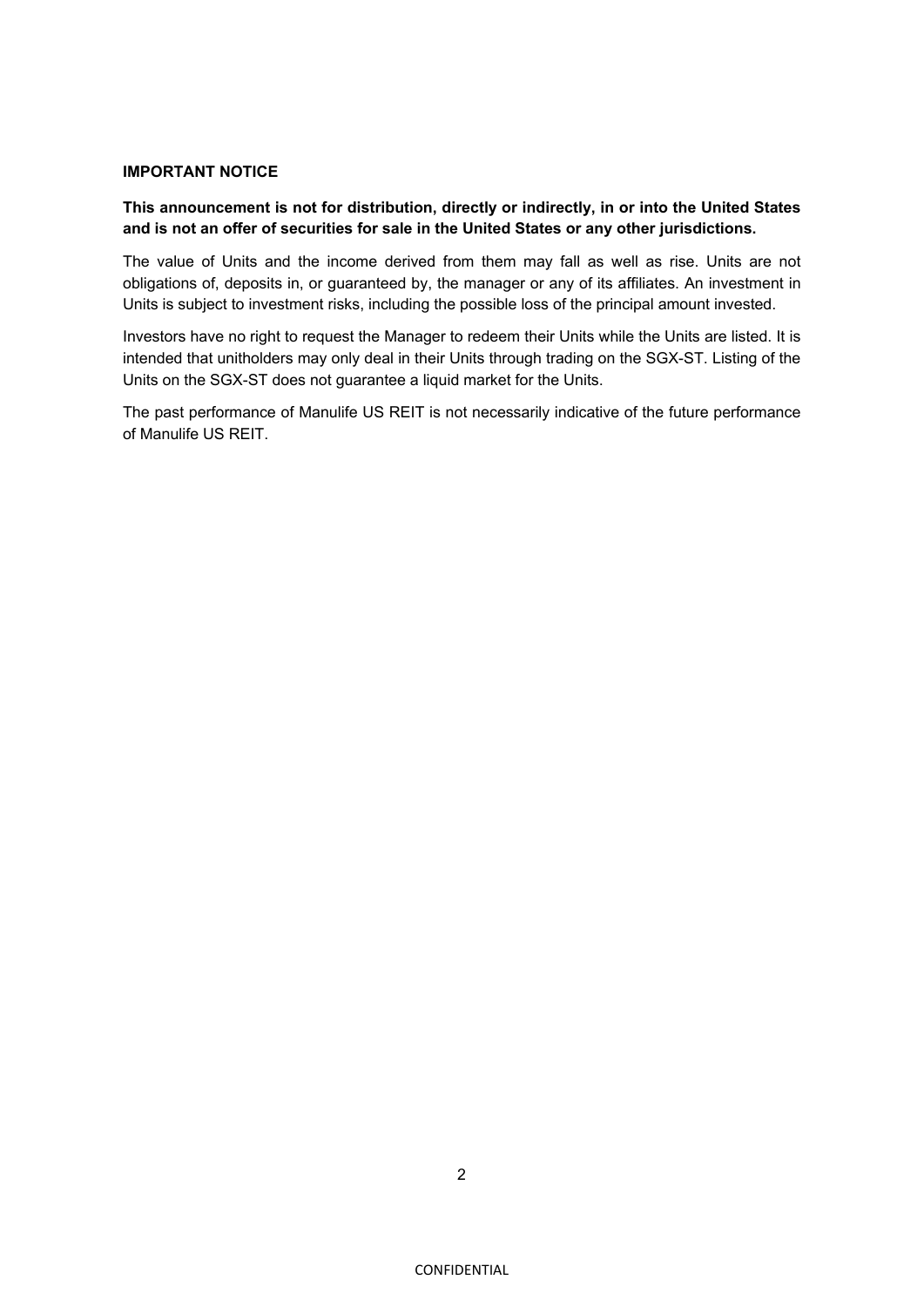**IMPORTANT NOTICE**

**This announcement is not for distribution, directly or indirectly, in or into the United States and is not an offer of securities for sale in the United States or any other jurisdictions.**

The value of Units and the income derived from them may fall as well as rise. Units are not obligations of, deposits in, or guaranteed by, the manager or any of its affiliates. An investment in Units is subject to investment risks, including the possible loss of the principal amount invested.

Investors have no right to request the Manager to redeem their Units while the Units are listed. It is intended that unitholders may only deal in their Units through trading on the SGX-ST. Listing of the Units on the SGX-ST does not guarantee a liquid market for the Units.

The past performance of Manulife US REIT is not necessarily indicative of the future performance of Manulife US REIT.